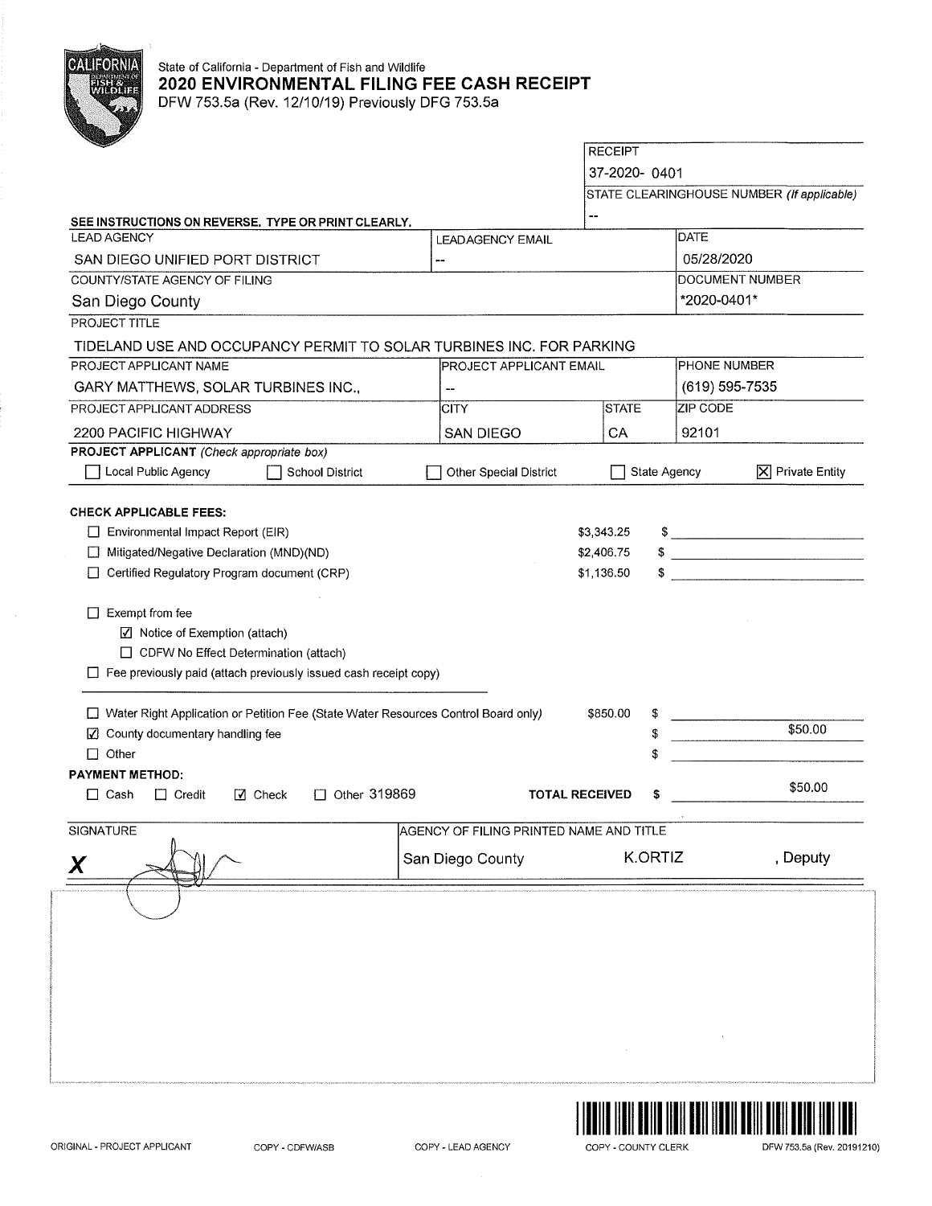State of California - Department of Fish and Wildlife

# 2020 ENVIRONMENTAL FILING FEE CASH RECEIPT

DFW 753.5a (Rev. 12/10/19) Previously DFG 753.5a

RECEIPT
37-2020- 0401

STATE CLEARINGHOUSE NUMBER *(If applicable)*
--

**SEE INSTRUCTIONS ON REVERSE. TYPE OR PRINT CLEARLY.**

| LEAD AGENCY | LEAD AGENCY EMAIL | DATE |
|---|---|---|
| SAN DIEGO UNIFIED PORT DISTRICT | -- | 05/28/2020 |

| COUNTY/STATE AGENCY OF FILING | DOCUMENT NUMBER |
|---|---|
| San Diego County | \*2020-0401\* |

PROJECT TITLE

TIDELAND USE AND OCCUPANCY PERMIT TO SOLAR TURBINES INC. FOR PARKING

| PROJECT APPLICANT NAME | PROJECT APPLICANT EMAIL | | PHONE NUMBER |
|---|---|---|---|
| GARY MATTHEWS, SOLAR TURBINES INC., | -- | | (619) 595-7535 |
| **PROJECT APPLICANT ADDRESS** | **CITY** | **STATE** | **ZIP CODE** |
| 2200 PACIFIC HIGHWAY | SAN DIEGO | CA | 92101 |

**PROJECT APPLICANT** *(Check appropriate box)*

☐ Local Public Agency ☐ School District ☐ Other Special District ☐ State Agency ☒ Private Entity

**CHECK APPLICABLE FEES:**

| | | |
|---|---|---|
| ☐ Environmental Impact Report (EIR) | $3,343.25 | $ |
| ☐ Mitigated/Negative Declaration (MND)(ND) | $2,406.75 | $ |
| ☐ Certified Regulatory Program document (CRP) | $1,136.50 | $ |

☐ Exempt from fee
- ☑ Notice of Exemption (attach)
- ☐ CDFW No Effect Determination (attach)

☐ Fee previously paid (attach previously issued cash receipt copy)

| | | |
|---|---|---|
| ☐ Water Right Application or Petition Fee (State Water Resources Control Board only) | $850.00 | $ |
| ☑ County documentary handling fee | | $ $50.00 |
| ☐ Other | | $ |

**PAYMENT METHOD:**

☐ Cash ☐ Credit ☑ Check ☐ Other 319869 **TOTAL RECEIVED** $ $50.00

| SIGNATURE | AGENCY OF FILING PRINTED NAME AND TITLE |
|---|---|
| X | San Diego County K.ORTIZ , Deputy |

ORIGINAL - PROJECT APPLICANT COPY - CDFW/ASB COPY - LEAD AGENCY COPY - COUNTY CLERK DFW 753.5a (Rev. 20191210)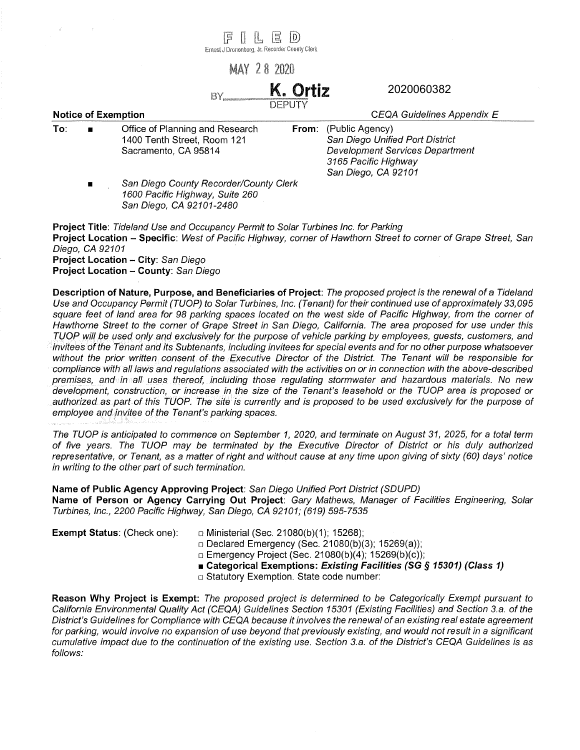FILED

Ernest J Dronenburg, Jr. Recorder County Clerk

MAY 28 2020

BY **K. Ortiz** DEPUTY

2020060382

**Notice of Exemption** *CEQA Guidelines Appendix E*

**To:**

- Office of Planning and Research
  1400 Tenth Street, Room 121
  Sacramento, CA 95814
- *San Diego County Recorder/County Clerk*
  *1600 Pacific Highway, Suite 260*
  *San Diego, CA 92101-2480*

**From:** (Public Agency)
*San Diego Unified Port District*
*Development Services Department*
*3165 Pacific Highway*
*San Diego, CA 92101*

**Project Title**: *Tideland Use and Occupancy Permit to Solar Turbines Inc. for Parking*

**Project Location – Specific**: *West of Pacific Highway, corner of Hawthorn Street to corner of Grape Street, San Diego, CA 92101*

**Project Location – City**: *San Diego*

**Project Location – County**: *San Diego*

**Description of Nature, Purpose, and Beneficiaries of Project**: *The proposed project is the renewal of a Tideland Use and Occupancy Permit (TUOP) to Solar Turbines, Inc. (Tenant) for their continued use of approximately 33,095 square feet of land area for 98 parking spaces located on the west side of Pacific Highway, from the corner of Hawthorne Street to the corner of Grape Street in San Diego, California. The area proposed for use under this TUOP will be used only and exclusively for the purpose of vehicle parking by employees, guests, customers, and invitees of the Tenant and its Subtenants, including invitees for special events and for no other purpose whatsoever without the prior written consent of the Executive Director of the District. The Tenant will be responsible for compliance with all laws and regulations associated with the activities on or in connection with the above-described premises, and in all uses thereof, including those regulating stormwater and hazardous materials. No new development, construction, or increase in the size of the Tenant's leasehold or the TUOP area is proposed or authorized as part of this TUOP. The site is currently and is proposed to be used exclusively for the purpose of employee and invitee of the Tenant's parking spaces.*

*The TUOP is anticipated to commence on September 1, 2020, and terminate on August 31, 2025, for a total term of five years. The TUOP may be terminated by the Executive Director of District or his duly authorized representative, or Tenant, as a matter of right and without cause at any time upon giving of sixty (60) days' notice in writing to the other part of such termination.*

**Name of Public Agency Approving Project**: *San Diego Unified Port District (SDUPD)*

**Name of Person or Agency Carrying Out Project**: *Gary Mathews, Manager of Facilities Engineering, Solar Turbines, Inc., 2200 Pacific Highway, San Diego, CA 92101; (619) 595-7535*

**Exempt Status**: (Check one):

- □ Ministerial (Sec. 21080(b)(1); 15268);
- □ Declared Emergency (Sec. 21080(b)(3); 15269(a));
- □ Emergency Project (Sec. 21080(b)(4); 15269(b)(c));
- ■ **Categorical Exemptions: *Existing Facilities (SG § 15301) (Class 1)***
- □ Statutory Exemption. State code number:

**Reason Why Project is Exempt:** *The proposed project is determined to be Categorically Exempt pursuant to California Environmental Quality Act (CEQA) Guidelines Section 15301 (Existing Facilities) and Section 3.a. of the District's Guidelines for Compliance with CEQA because it involves the renewal of an existing real estate agreement for parking, would involve no expansion of use beyond that previously existing, and would not result in a significant cumulative impact due to the continuation of the existing use. Section 3.a. of the District's CEQA Guidelines is as follows:*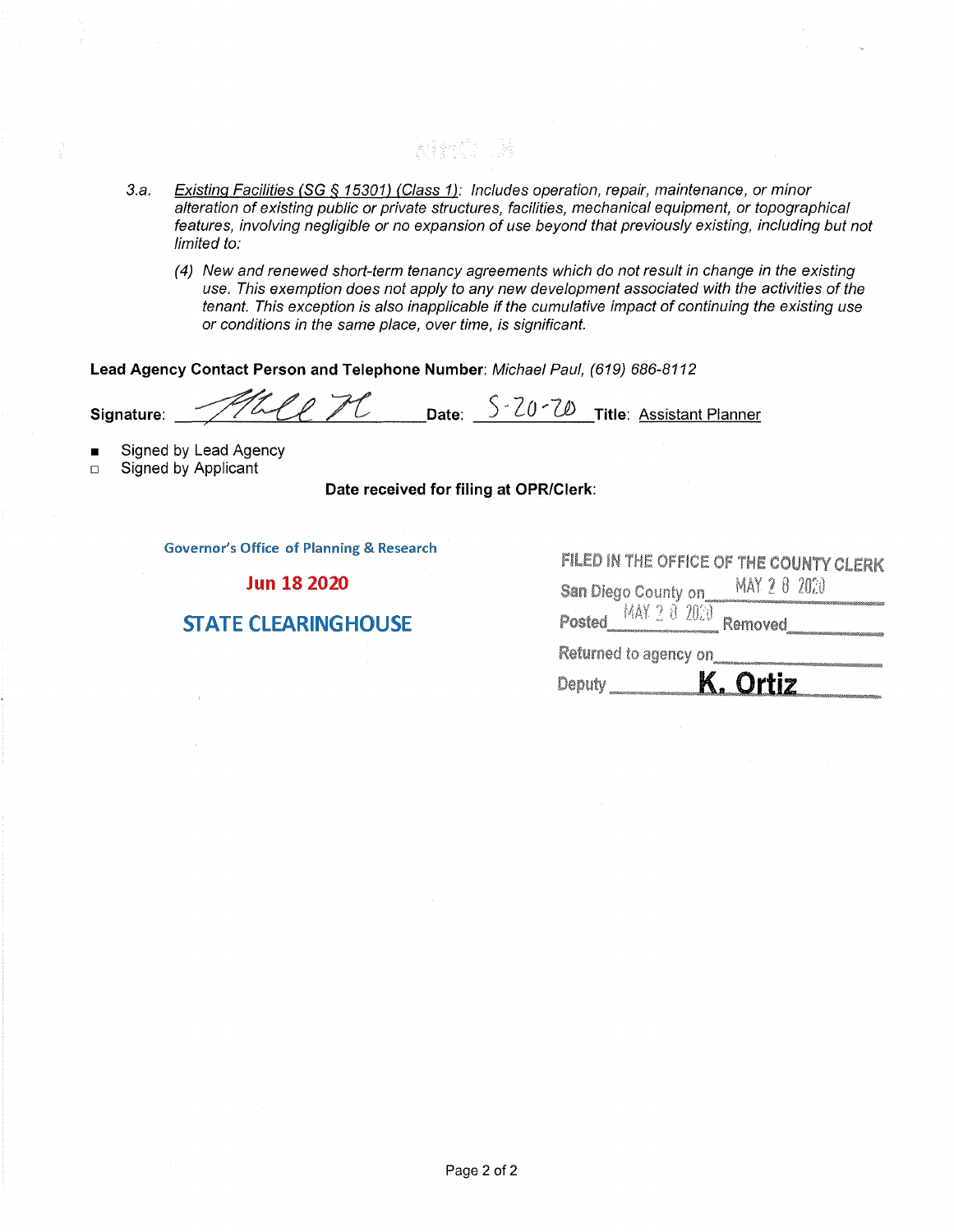3.a. _Existing Facilities (SG § 15301) (Class 1)_: *Includes operation, repair, maintenance, or minor alteration of existing public or private structures, facilities, mechanical equipment, or topographical features, involving negligible or no expansion of use beyond that previously existing, including but not limited to:*

> *(4) New and renewed short-term tenancy agreements which do not result in change in the existing use. This exemption does not apply to any new development associated with the activities of the tenant. This exception is also inapplicable if the cumulative impact of continuing the existing use or conditions in the same place, over time, is significant.*

**Lead Agency Contact Person and Telephone Number**: *Michael Paul, (619) 686-8112*

**Signature**: ______________ **Date**: 5-20-20 **Title**: Assistant Planner

- ■ Signed by Lead Agency
- □ Signed by Applicant

**Date received for filing at OPR/Clerk**:

Governor's Office of Planning & Research

**Jun 18 2020**

**STATE CLEARINGHOUSE**

FILED IN THE OFFICE OF THE COUNTY CLERK

San Diego County on MAY 28 2020

Posted MAY 28 2020 Removed ______

Returned to agency on ______

Deputy **K. Ortiz**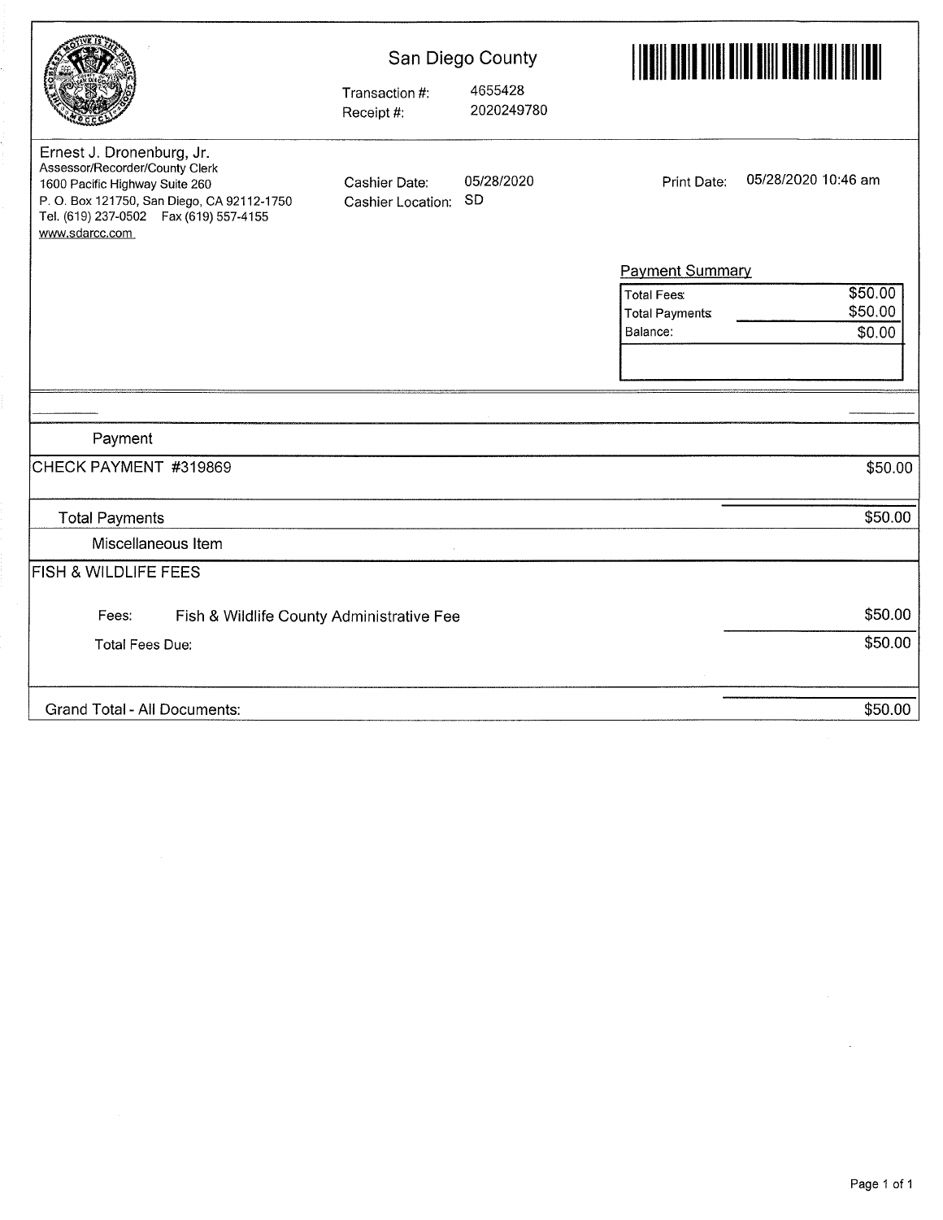San Diego County

Transaction #: 4655428
Receipt #: 2020249780

Ernest J. Dronenburg, Jr.
Assessor/Recorder/County Clerk
1600 Pacific Highway Suite 260
P. O. Box 121750, San Diego, CA 92112-1750
Tel. (619) 237-0502 Fax (619) 557-4155
www.sdarcc.com

Cashier Date: 05/28/2020
Cashier Location: SD

Print Date: 05/28/2020 10:46 am

**Payment Summary**

| | |
|---|---|
| Total Fees | $50.00 |
| Total Payments | $50.00 |
| Balance: | $0.00 |

| | |
|---|---|
| Payment | |
| CHECK PAYMENT #319869 | $50.00 |
| Total Payments | $50.00 |
| Miscellaneous Item | |
| FISH & WILDLIFE FEES | |
| Fees: Fish & Wildlife County Administrative Fee | $50.00 |
| Total Fees Due: | $50.00 |
| Grand Total - All Documents: | $50.00 |